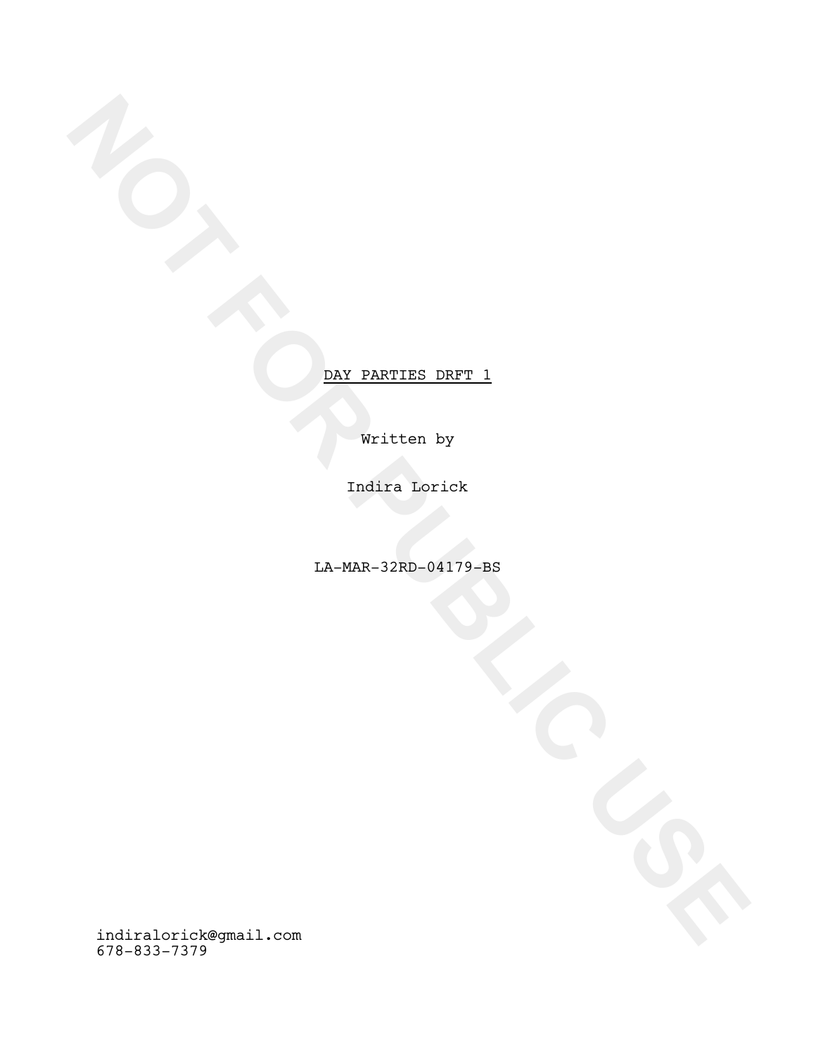DAY PARTIES DRFT 1

Written by

Indira Lorick

LA-MAR-32RD-04179-BS

NOT FOR PUBLIC USE

indiralorick@gmail.com
678-833-7379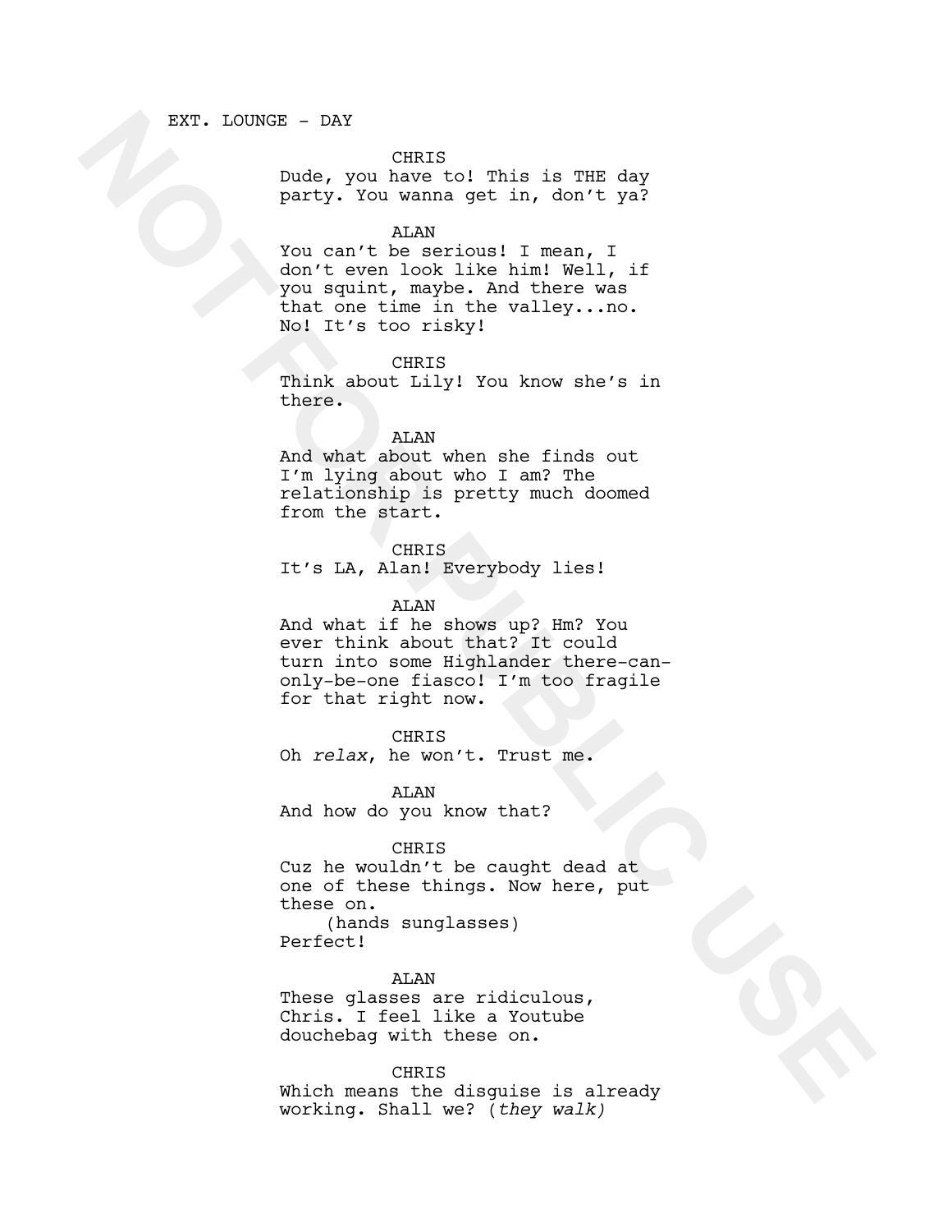EXT. LOUNGE - DAY

CHRIS
Dude, you have to! This is THE day party. You wanna get in, don't ya?

ALAN
You can't be serious! I mean, I don't even look like him! Well, if you squint, maybe. And there was that one time in the valley...no. No! It's too risky!

CHRIS
Think about Lily! You know she's in there.

ALAN
And what about when she finds out I'm lying about who I am? The relationship is pretty much doomed from the start.

CHRIS
It's LA, Alan! Everybody lies!

ALAN
And what if he shows up? Hm? You ever think about that? It could turn into some Highlander there-can-only-be-one fiasco! I'm too fragile for that right now.

CHRIS
Oh *relax*, he won't. Trust me.

ALAN
And how do you know that?

CHRIS
Cuz he wouldn't be caught dead at one of these things. Now here, put these on.
(hands sunglasses)
Perfect!

ALAN
These glasses are ridiculous, Chris. I feel like a Youtube douchebag with these on.

CHRIS
Which means the disguise is already working. Shall we? (*they walk)*